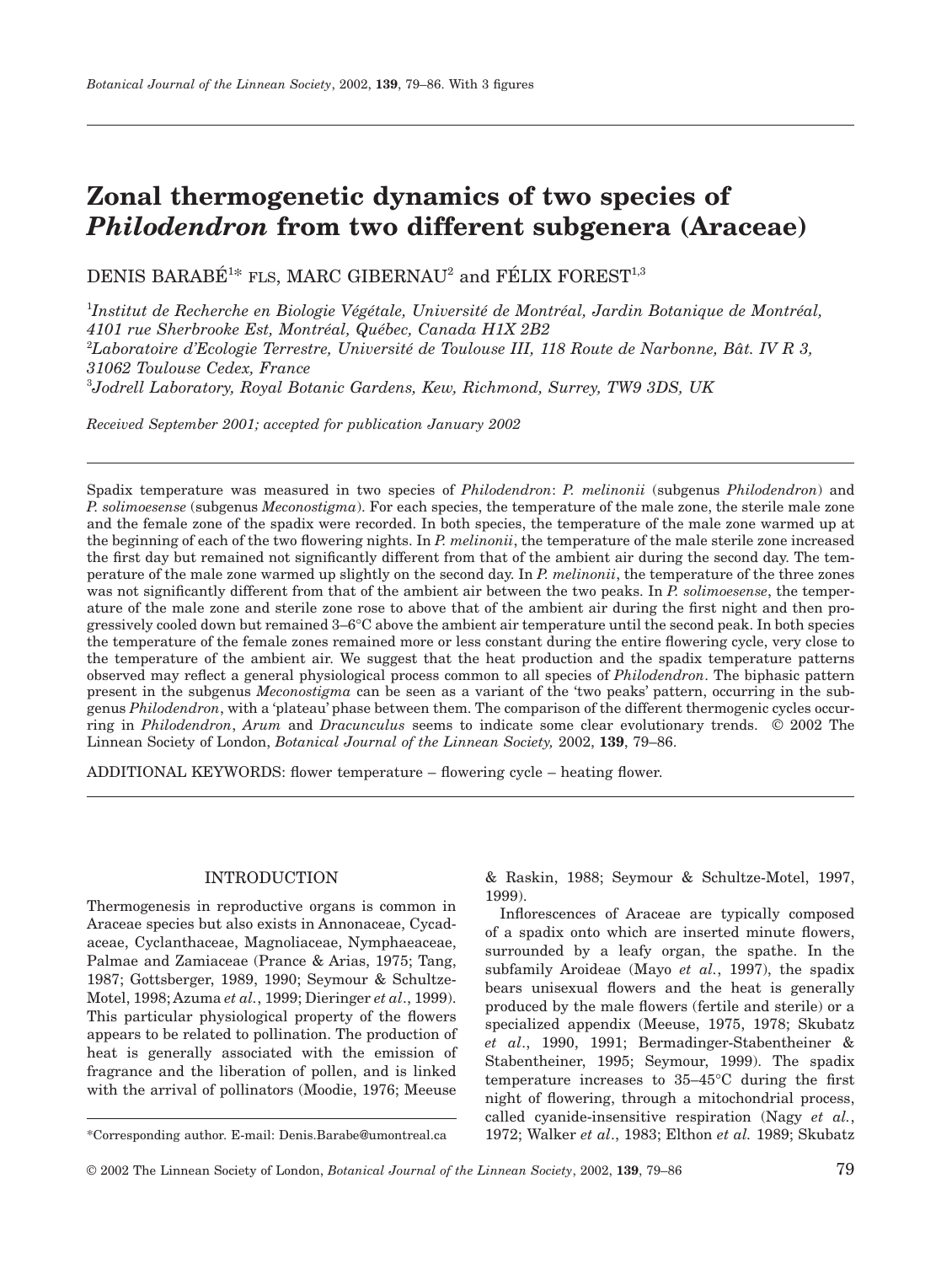# Zonal thermogenetic dynamics of two species of *Philodendron* from two different subgenera (Araceae)

DENIS BARABÉ[1]* FLS, MARC GIBERNAU[2] and FÉLIX FOREST[1,3]

[1]*Institut de Recherche en Biologie Végétale, Université de Montréal, Jardin Botanique de Montréal, 4101 rue Sherbrooke Est, Montréal, Québec, Canada H1X 2B2*
[2]*Laboratoire d'Ecologie Terrestre, Université de Toulouse III, 118 Route de Narbonne, Bât. IV R 3, 31062 Toulouse Cedex, France*
[3]*Jodrell Laboratory, Royal Botanic Gardens, Kew, Richmond, Surrey, TW9 3DS, UK*

*Received September 2001; accepted for publication January 2002*

Spadix temperature was measured in two species of *Philodendron*: *P. melinonii* (subgenus *Philodendron*) and *P. solimoesense* (subgenus *Meconostigma*). For each species, the temperature of the male zone, the sterile male zone and the female zone of the spadix were recorded. In both species, the temperature of the male zone warmed up at the beginning of each of the two flowering nights. In *P. melinonii*, the temperature of the male sterile zone increased the first day but remained not significantly different from that of the ambient air during the second day. The temperature of the male zone warmed up slightly on the second day. In *P. melinonii*, the temperature of the three zones was not significantly different from that of the ambient air between the two peaks. In *P. solimoesense*, the temperature of the male zone and sterile zone rose to above that of the ambient air during the first night and then progressively cooled down but remained 3–6°C above the ambient air temperature until the second peak. In both species the temperature of the female zones remained more or less constant during the entire flowering cycle, very close to the temperature of the ambient air. We suggest that the heat production and the spadix temperature patterns observed may reflect a general physiological process common to all species of *Philodendron*. The biphasic pattern present in the subgenus *Meconostigma* can be seen as a variant of the 'two peaks' pattern, occurring in the subgenus *Philodendron*, with a 'plateau' phase between them. The comparison of the different thermogenic cycles occurring in *Philodendron*, *Arum* and *Dracunculus* seems to indicate some clear evolutionary trends. © 2002 The Linnean Society of London, *Botanical Journal of the Linnean Society,* 2002, **139**, 79–86.

ADDITIONAL KEYWORDS: flower temperature – flowering cycle – heating flower.

## INTRODUCTION

Thermogenesis in reproductive organs is common in Araceae species but also exists in Annonaceae, Cycadaceae, Cyclanthaceae, Magnoliaceae, Nymphaeaceae, Palmae and Zamiaceae (Prance & Arias, 1975; Tang, 1987; Gottsberger, 1989, 1990; Seymour & Schultze-Motel, 1998; Azuma *et al.*, 1999; Dieringer *et al.*, 1999). This particular physiological property of the flowers appears to be related to pollination. The production of heat is generally associated with the emission of fragrance and the liberation of pollen, and is linked with the arrival of pollinators (Moodie, 1976; Meeuse & Raskin, 1988; Seymour & Schultze-Motel, 1997, 1999).

Inflorescences of Araceae are typically composed of a spadix onto which are inserted minute flowers, surrounded by a leafy organ, the spathe. In the subfamily Aroideae (Mayo *et al.*, 1997), the spadix bears unisexual flowers and the heat is generally produced by the male flowers (fertile and sterile) or a specialized appendix (Meeuse, 1975, 1978; Skubatz *et al.*, 1990, 1991; Bermadinger-Stabentheiner & Stabentheiner, 1995; Seymour, 1999). The spadix temperature increases to 35–45°C during the first night of flowering, through a mitochondrial process, called cyanide-insensitive respiration (Nagy *et al.*, 1972; Walker *et al.*, 1983; Elthon *et al.* 1989; Skubatz

*Corresponding author. E-mail: Denis.Barabe@umontreal.ca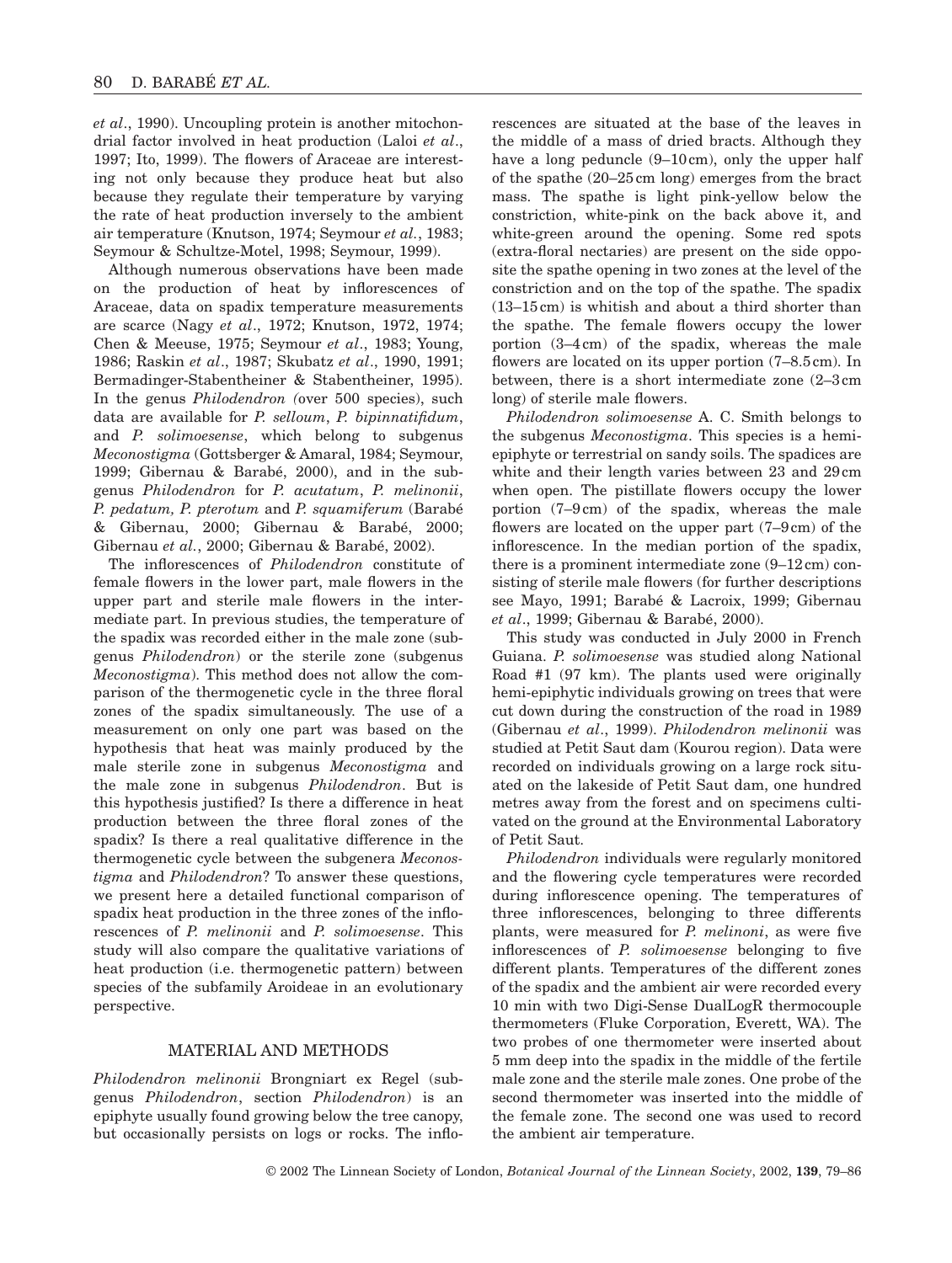*et al*., 1990). Uncoupling protein is another mitochondrial factor involved in heat production (Laloi *et al*., 1997; Ito, 1999). The flowers of Araceae are interesting not only because they produce heat but also because they regulate their temperature by varying the rate of heat production inversely to the ambient air temperature (Knutson, 1974; Seymour *et al.*, 1983; Seymour & Schultze-Motel, 1998; Seymour, 1999).

Although numerous observations have been made on the production of heat by inflorescences of Araceae, data on spadix temperature measurements are scarce (Nagy *et al*., 1972; Knutson, 1972, 1974; Chen & Meeuse, 1975; Seymour *et al*., 1983; Young, 1986; Raskin *et al*., 1987; Skubatz *et al*., 1990, 1991; Bermadinger-Stabentheiner & Stabentheiner, 1995). In the genus *Philodendron (*over 500 species), such data are available for *P. selloum*, *P. bipinnatifidum*, and *P. solimoesense*, which belong to subgenus *Meconostigma* (Gottsberger & Amaral, 1984; Seymour, 1999; Gibernau & Barabé, 2000), and in the subgenus *Philodendron* for *P. acutatum*, *P. melinonii*, *P. pedatum, P. pterotum* and *P. squamiferum* (Barabé & Gibernau, 2000; Gibernau & Barabé, 2000; Gibernau *et al.*, 2000; Gibernau & Barabé, 2002).

The inflorescences of *Philodendron* constitute of female flowers in the lower part, male flowers in the upper part and sterile male flowers in the intermediate part. In previous studies, the temperature of the spadix was recorded either in the male zone (subgenus *Philodendron*) or the sterile zone (subgenus *Meconostigma*). This method does not allow the comparison of the thermogenetic cycle in the three floral zones of the spadix simultaneously. The use of a measurement on only one part was based on the hypothesis that heat was mainly produced by the male sterile zone in subgenus *Meconostigma* and the male zone in subgenus *Philodendron*. But is this hypothesis justified? Is there a difference in heat production between the three floral zones of the spadix? Is there a real qualitative difference in the thermogenetic cycle between the subgenera *Meconostigma* and *Philodendron*? To answer these questions, we present here a detailed functional comparison of spadix heat production in the three zones of the inflorescences of *P. melinonii* and *P. solimoesense*. This study will also compare the qualitative variations of heat production (i.e. thermogenetic pattern) between species of the subfamily Aroideae in an evolutionary perspective.

## MATERIAL AND METHODS

*Philodendron melinonii* Brongniart ex Regel (subgenus *Philodendron*, section *Philodendron*) is an epiphyte usually found growing below the tree canopy, but occasionally persists on logs or rocks. The inflorescences are situated at the base of the leaves in the middle of a mass of dried bracts. Although they have a long peduncle (9–10 cm), only the upper half of the spathe (20–25 cm long) emerges from the bract mass. The spathe is light pink-yellow below the constriction, white-pink on the back above it, and white-green around the opening. Some red spots (extra-floral nectaries) are present on the side opposite the spathe opening in two zones at the level of the constriction and on the top of the spathe. The spadix (13–15 cm) is whitish and about a third shorter than the spathe. The female flowers occupy the lower portion (3–4 cm) of the spadix, whereas the male flowers are located on its upper portion (7–8.5 cm). In between, there is a short intermediate zone (2–3 cm long) of sterile male flowers.

*Philodendron solimoesense* A. C. Smith belongs to the subgenus *Meconostigma*. This species is a hemiepiphyte or terrestrial on sandy soils. The spadices are white and their length varies between 23 and 29 cm when open. The pistillate flowers occupy the lower portion (7–9 cm) of the spadix, whereas the male flowers are located on the upper part (7–9 cm) of the inflorescence. In the median portion of the spadix, there is a prominent intermediate zone (9–12 cm) consisting of sterile male flowers (for further descriptions see Mayo, 1991; Barabé & Lacroix, 1999; Gibernau *et al*., 1999; Gibernau & Barabé, 2000).

This study was conducted in July 2000 in French Guiana. *P. solimoesense* was studied along National Road #1 (97 km). The plants used were originally hemi-epiphytic individuals growing on trees that were cut down during the construction of the road in 1989 (Gibernau *et al*., 1999). *Philodendron melinonii* was studied at Petit Saut dam (Kourou region). Data were recorded on individuals growing on a large rock situated on the lakeside of Petit Saut dam, one hundred metres away from the forest and on specimens cultivated on the ground at the Environmental Laboratory of Petit Saut.

*Philodendron* individuals were regularly monitored and the flowering cycle temperatures were recorded during inflorescence opening. The temperatures of three inflorescences, belonging to three differents plants, were measured for *P. melinoni*, as were five inflorescences of *P. solimoesense* belonging to five different plants. Temperatures of the different zones of the spadix and the ambient air were recorded every 10 min with two Digi-Sense DualLogR thermocouple thermometers (Fluke Corporation, Everett, WA). The two probes of one thermometer were inserted about 5 mm deep into the spadix in the middle of the fertile male zone and the sterile male zones. One probe of the second thermometer was inserted into the middle of the female zone. The second one was used to record the ambient air temperature.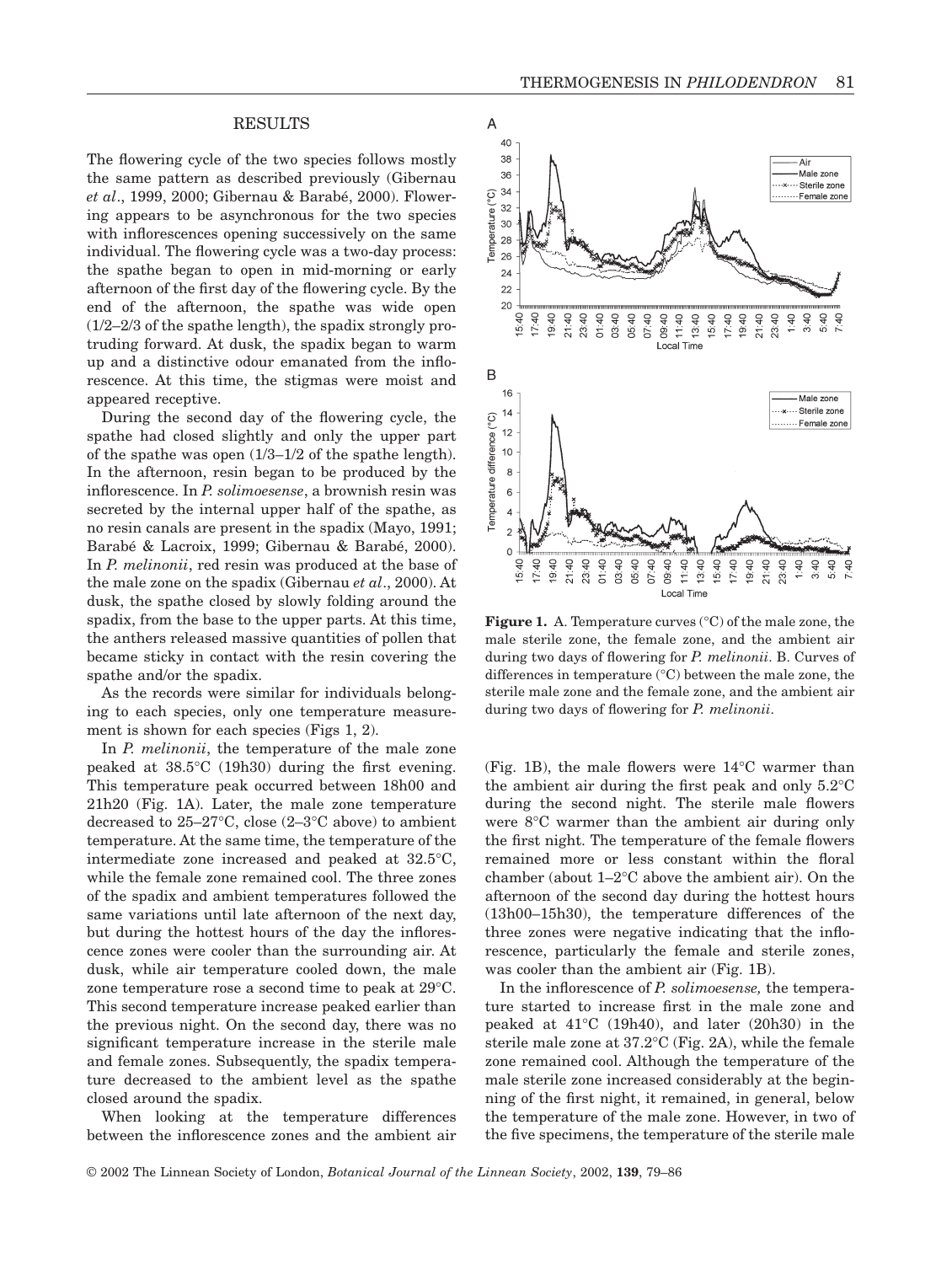## RESULTS

The flowering cycle of the two species follows mostly the same pattern as described previously (Gibernau *et al*., 1999, 2000; Gibernau & Barabé, 2000). Flowering appears to be asynchronous for the two species with inflorescences opening successively on the same individual. The flowering cycle was a two-day process: the spathe began to open in mid-morning or early afternoon of the first day of the flowering cycle. By the end of the afternoon, the spathe was wide open (1/2–2/3 of the spathe length), the spadix strongly protruding forward. At dusk, the spadix began to warm up and a distinctive odour emanated from the inflorescence. At this time, the stigmas were moist and appeared receptive.

During the second day of the flowering cycle, the spathe had closed slightly and only the upper part of the spathe was open (1/3–1/2 of the spathe length). In the afternoon, resin began to be produced by the inflorescence. In *P. solimoesense*, a brownish resin was secreted by the internal upper half of the spathe, as no resin canals are present in the spadix (Mayo, 1991; Barabé & Lacroix, 1999; Gibernau & Barabé, 2000). In *P. melinonii*, red resin was produced at the base of the male zone on the spadix (Gibernau *et al*., 2000). At dusk, the spathe closed by slowly folding around the spadix, from the base to the upper parts. At this time, the anthers released massive quantities of pollen that became sticky in contact with the resin covering the spathe and/or the spadix.

As the records were similar for individuals belonging to each species, only one temperature measurement is shown for each species (Figs 1, 2).

In *P. melinonii*, the temperature of the male zone peaked at 38.5°C (19h30) during the first evening. This temperature peak occurred between 18h00 and 21h20 (Fig. 1A). Later, the male zone temperature decreased to 25–27°C, close (2–3°C above) to ambient temperature. At the same time, the temperature of the intermediate zone increased and peaked at 32.5°C, while the female zone remained cool. The three zones of the spadix and ambient temperatures followed the same variations until late afternoon of the next day, but during the hottest hours of the day the inflorescence zones were cooler than the surrounding air. At dusk, while air temperature cooled down, the male zone temperature rose a second time to peak at 29°C. This second temperature increase peaked earlier than the previous night. On the second day, there was no significant temperature increase in the sterile male and female zones. Subsequently, the spadix temperature decreased to the ambient level as the spathe closed around the spadix.

When looking at the temperature differences between the inflorescence zones and the ambient air (Fig. 1B), the male flowers were 14°C warmer than the ambient air during the first peak and only 5.2°C during the second night. The sterile male flowers were 8°C warmer than the ambient air during only the first night. The temperature of the female flowers remained more or less constant within the floral chamber (about 1–2°C above the ambient air). On the afternoon of the second day during the hottest hours (13h00–15h30), the temperature differences of the three zones were negative indicating that the inflorescence, particularly the female and sterile zones, was cooler than the ambient air (Fig. 1B).

**Figure 1.** A. Temperature curves (°C) of the male zone, the male sterile zone, the female zone, and the ambient air during two days of flowering for *P. melinonii*. B. Curves of differences in temperature (°C) between the male zone, the sterile male zone and the female zone, and the ambient air during two days of flowering for *P. melinonii*.

In the inflorescence of *P. solimoesense,* the temperature started to increase first in the male zone and peaked at 41°C (19h40), and later (20h30) in the sterile male zone at 37.2°C (Fig. 2A), while the female zone remained cool. Although the temperature of the male sterile zone increased considerably at the beginning of the first night, it remained, in general, below the temperature of the male zone. However, in two of the five specimens, the temperature of the sterile male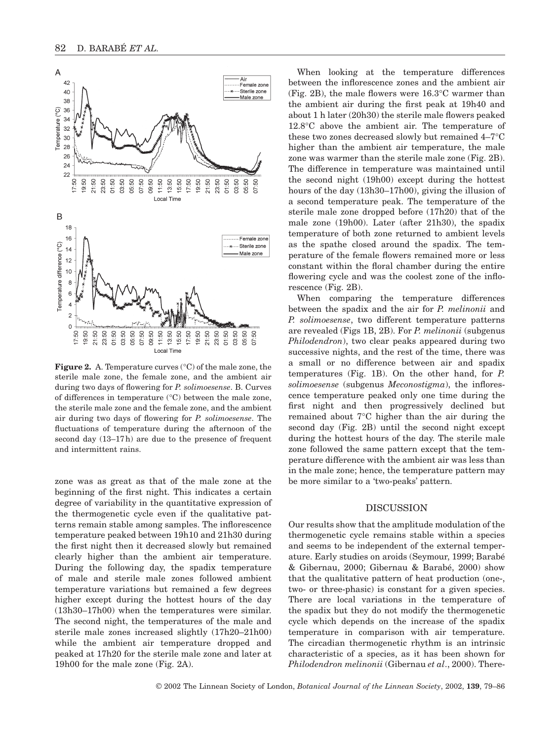**Figure 2.** A. Temperature curves (°C) of the male zone, the sterile male zone, the female zone, and the ambient air during two days of flowering for *P. solimoesense*. B. Curves of differences in temperature (°C) between the male zone, the sterile male zone and the female zone, and the ambient air during two days of flowering for *P. solimoesense*. The fluctuations of temperature during the afternoon of the second day (13–17 h) are due to the presence of frequent and intermittent rains.

zone was as great as that of the male zone at the beginning of the first night. This indicates a certain degree of variability in the quantitative expression of the thermogenetic cycle even if the qualitative patterns remain stable among samples. The inflorescence temperature peaked between 19h10 and 21h30 during the first night then it decreased slowly but remained clearly higher than the ambient air temperature. During the following day, the spadix temperature of male and sterile male zones followed ambient temperature variations but remained a few degrees higher except during the hottest hours of the day (13h30–17h00) when the temperatures were similar. The second night, the temperatures of the male and sterile male zones increased slightly (17h20–21h00) while the ambient air temperature dropped and peaked at 17h20 for the sterile male zone and later at 19h00 for the male zone (Fig. 2A).

When looking at the temperature differences between the inflorescence zones and the ambient air (Fig. 2B), the male flowers were 16.3°C warmer than the ambient air during the first peak at 19h40 and about 1 h later (20h30) the sterile male flowers peaked 12.8°C above the ambient air. The temperature of these two zones decreased slowly but remained 4–7°C higher than the ambient air temperature, the male zone was warmer than the sterile male zone (Fig. 2B). The difference in temperature was maintained until the second night (19h00) except during the hottest hours of the day (13h30–17h00), giving the illusion of a second temperature peak. The temperature of the sterile male zone dropped before (17h20) that of the male zone (19h00). Later (after 21h30), the spadix temperature of both zone returned to ambient levels as the spathe closed around the spadix. The temperature of the female flowers remained more or less constant within the floral chamber during the entire flowering cycle and was the coolest zone of the inflorescence (Fig. 2B).

When comparing the temperature differences between the spadix and the air for *P. melinonii* and *P. solimoesense*, two different temperature patterns are revealed (Figs 1B, 2B). For *P. melinonii* (subgenus *Philodendron*), two clear peaks appeared during two successive nights, and the rest of the time, there was a small or no difference between air and spadix temperatures (Fig. 1B). On the other hand, for *P. solimoesense* (subgenus *Meconostigma*), the inflorescence temperature peaked only one time during the first night and then progressively declined but remained about 7°C higher than the air during the second day (Fig. 2B) until the second night except during the hottest hours of the day. The sterile male zone followed the same pattern except that the temperature difference with the ambient air was less than in the male zone; hence, the temperature pattern may be more similar to a 'two-peaks' pattern.

## DISCUSSION

Our results show that the amplitude modulation of the thermogenetic cycle remains stable within a species and seems to be independent of the external temperature. Early studies on aroids (Seymour, 1999; Barabé & Gibernau, 2000; Gibernau & Barabé, 2000) show that the qualitative pattern of heat production (one-, two- or three-phasic) is constant for a given species. There are local variations in the temperature of the spadix but they do not modify the thermogenetic cycle which depends on the increase of the spadix temperature in comparison with air temperature. The circadian thermogenetic rhythm is an intrinsic characteristic of a species, as it has been shown for *Philodendron melinonii* (Gibernau *et al*., 2000). There-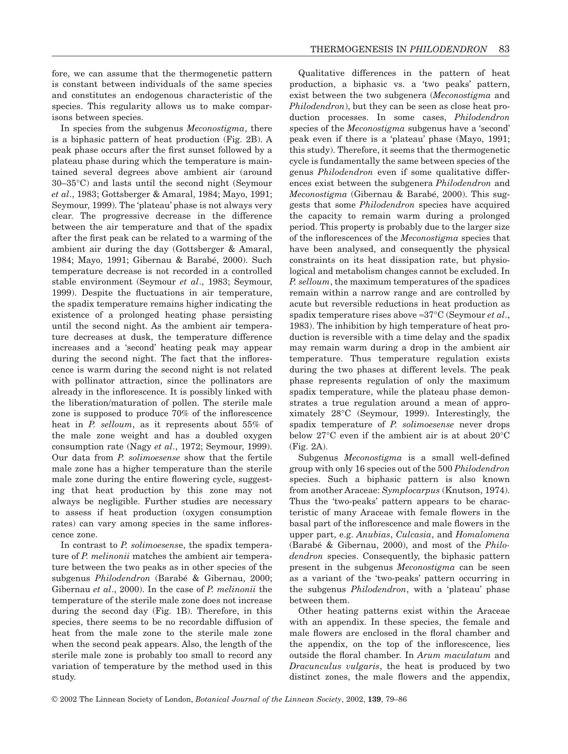fore, we can assume that the thermogenetic pattern is constant between individuals of the same species and constitutes an endogenous characteristic of the species. This regularity allows us to make comparisons between species.

In species from the subgenus *Meconostigma*, there is a biphasic pattern of heat production (Fig. 2B). A peak phase occurs after the first sunset followed by a plateau phase during which the temperature is maintained several degrees above ambient air (around 30–35°C) and lasts until the second night (Seymour *et al*., 1983; Gottsberger & Amaral, 1984; Mayo, 1991; Seymour, 1999). The 'plateau' phase is not always very clear. The progressive decrease in the difference between the air temperature and that of the spadix after the first peak can be related to a warming of the ambient air during the day (Gottsberger & Amaral, 1984; Mayo, 1991; Gibernau & Barabé, 2000). Such temperature decrease is not recorded in a controlled stable environment (Seymour *et al*., 1983; Seymour, 1999). Despite the fluctuations in air temperature, the spadix temperature remains higher indicating the existence of a prolonged heating phase persisting until the second night. As the ambient air temperature decreases at dusk, the temperature difference increases and a 'second' heating peak may appear during the second night. The fact that the inflorescence is warm during the second night is not related with pollinator attraction, since the pollinators are already in the inflorescence. It is possibly linked with the liberation/maturation of pollen. The sterile male zone is supposed to produce 70% of the inflorescence heat in *P. selloum*, as it represents about 55% of the male zone weight and has a doubled oxygen consumption rate (Nagy *et al*., 1972; Seymour, 1999). Our data from *P. solimoesense* show that the fertile male zone has a higher temperature than the sterile male zone during the entire flowering cycle, suggesting that heat production by this zone may not always be negligible. Further studies are necessary to assess if heat production (oxygen consumption rates) can vary among species in the same inflorescence zone.

In contrast to *P. solimoesense*, the spadix temperature of *P. melinonii* matches the ambient air temperature between the two peaks as in other species of the subgenus *Philodendron* (Barabé & Gibernau, 2000; Gibernau *et al*., 2000). In the case of *P. melinonii* the temperature of the sterile male zone does not increase during the second day (Fig. 1B). Therefore, in this species, there seems to be no recordable diffusion of heat from the male zone to the sterile male zone when the second peak appears. Also, the length of the sterile male zone is probably too small to record any variation of temperature by the method used in this study.

Qualitative differences in the pattern of heat production, a biphasic vs. a 'two peaks' pattern, exist between the two subgenera (*Meconostigma* and *Philodendron*), but they can be seen as close heat production processes. In some cases, *Philodendron* species of the *Meconostigma* subgenus have a 'second' peak even if there is a 'plateau' phase (Mayo, 1991; this study). Therefore, it seems that the thermogenetic cycle is fundamentally the same between species of the genus *Philodendron* even if some qualitative differences exist between the subgenera *Philodendron* and *Meconostigma* (Gibernau & Barabé, 2000). This suggests that some *Philodendron* species have acquired the capacity to remain warm during a prolonged period. This property is probably due to the larger size of the inflorescences of the *Meconostigma* species that have been analysed, and consequently the physical constraints on its heat dissipation rate, but physiological and metabolism changes cannot be excluded. In *P. selloum*, the maximum temperatures of the spadices remain within a narrow range and are controlled by acute but reversible reductions in heat production as spadix temperature rises above ≈37°C (Seymour *et al*., 1983). The inhibition by high temperature of heat production is reversible with a time delay and the spadix may remain warm during a drop in the ambient air temperature. Thus temperature regulation exists during the two phases at different levels. The peak phase represents regulation of only the maximum spadix temperature, while the plateau phase demonstrates a true regulation around a mean of approximately 28°C (Seymour, 1999). Interestingly, the spadix temperature of *P. solimoesense* never drops below 27°C even if the ambient air is at about 20°C (Fig. 2A).

Subgenus *Meconostigma* is a small well-defined group with only 16 species out of the 500 *Philodendron* species. Such a biphasic pattern is also known from another Araceae: *Symplocarpus* (Knutson, 1974). Thus the 'two-peaks' pattern appears to be characteristic of many Araceae with female flowers in the basal part of the inflorescence and male flowers in the upper part, e.g. *Anubias*, *Culcasia*, and *Homalomena* (Barabé & Gibernau, 2000), and most of the *Philodendron* species. Consequently, the biphasic pattern present in the subgenus *Meconostigma* can be seen as a variant of the 'two-peaks' pattern occurring in the subgenus *Philodendron*, with a 'plateau' phase between them.

Other heating patterns exist within the Araceae with an appendix. In these species, the female and male flowers are enclosed in the floral chamber and the appendix, on the top of the inflorescence, lies outside the floral chamber. In *Arum maculatum* and *Dracunculus vulgaris*, the heat is produced by two distinct zones, the male flowers and the appendix,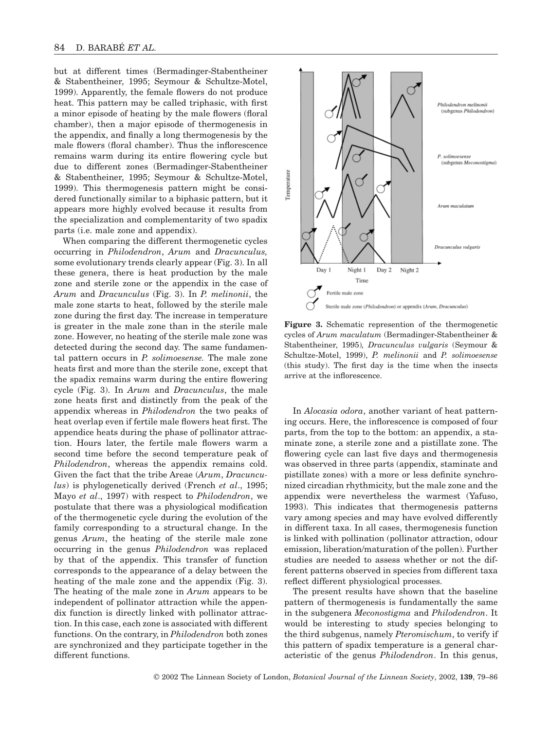but at different times (Bermadinger-Stabentheiner & Stabentheiner, 1995; Seymour & Schultze-Motel, 1999). Apparently, the female flowers do not produce heat. This pattern may be called triphasic, with first a minor episode of heating by the male flowers (floral chamber), then a major episode of thermogenesis in the appendix, and finally a long thermogenesis by the male flowers (floral chamber). Thus the inflorescence remains warm during its entire flowering cycle but due to different zones (Bermadinger-Stabentheiner & Stabentheiner, 1995; Seymour & Schultze-Motel, 1999). This thermogenesis pattern might be considered functionally similar to a biphasic pattern, but it appears more highly evolved because it results from the specialization and complementarity of two spadix parts (i.e. male zone and appendix).

When comparing the different thermogenetic cycles occurring in *Philodendron*, *Arum* and *Dracunculus,* some evolutionary trends clearly appear (Fig. 3). In all these genera, there is heat production by the male zone and sterile zone or the appendix in the case of *Arum* and *Dracunculus* (Fig. 3). In *P. melinonii*, the male zone starts to heat, followed by the sterile male zone during the first day. The increase in temperature is greater in the male zone than in the sterile male zone. However, no heating of the sterile male zone was detected during the second day. The same fundamental pattern occurs in *P. solimoesense.* The male zone heats first and more than the sterile zone, except that the spadix remains warm during the entire flowering cycle (Fig. 3). In *Arum* and *Dracunculus*, the male zone heats first and distinctly from the peak of the appendix whereas in *Philodendron* the two peaks of heat overlap even if fertile male flowers heat first. The appendice heats during the phase of pollinator attraction. Hours later, the fertile male flowers warm a second time before the second temperature peak of *Philodendron*, whereas the appendix remains cold. Given the fact that the tribe Areae (*Arum*, *Dracunculus*) is phylogenetically derived (French *et al*., 1995; Mayo *et al*., 1997) with respect to *Philodendron*, we postulate that there was a physiological modification of the thermogenetic cycle during the evolution of the family corresponding to a structural change. In the genus *Arum*, the heating of the sterile male zone occurring in the genus *Philodendron* was replaced by that of the appendix. This transfer of function corresponds to the appearance of a delay between the heating of the male zone and the appendix (Fig. 3). The heating of the male zone in *Arum* appears to be independent of pollinator attraction while the appendix function is directly linked with pollinator attraction. In this case, each zone is associated with different functions. On the contrary, in *Philodendron* both zones are synchronized and they participate together in the different functions.

Temperature

*Philodendron melinonii* (subgenus *Philodendron*)

*P. solimoesense* (subgenus *Meconostigma*)

*Arum maculatum*

*Dracunculus vulgaris*

Day 1 Night 1 Day 2 Night 2

Time

Fertile male zone

Sterile male zone (*Philodendron*) or appendix (*Arum, Dracunculus*)

**Figure 3.** Schematic represention of the thermogenetic cycles of *Arum maculatum* (Bermadinger-Stabentheiner & Stabentheiner, 1995)*, Dracunculus vulgaris* (Seymour & Schultze-Motel, 1999), *P. melinonii* and *P. solimoesense* (this study). The first day is the time when the insects arrive at the inflorescence.

In *Alocasia odora*, another variant of heat patterning occurs. Here, the inflorescence is composed of four parts, from the top to the bottom: an appendix, a staminate zone, a sterile zone and a pistillate zone. The flowering cycle can last five days and thermogenesis was observed in three parts (appendix, staminate and pistillate zones) with a more or less definite synchronized circadian rhythmicity, but the male zone and the appendix were nevertheless the warmest (Yafuso, 1993). This indicates that thermogenesis patterns vary among species and may have evolved differently in different taxa. In all cases, thermogenesis function is linked with pollination (pollinator attraction, odour emission, liberation/maturation of the pollen). Further studies are needed to assess whether or not the different patterns observed in species from different taxa reflect different physiological processes.

The present results have shown that the baseline pattern of thermogenesis is fundamentally the same in the subgenera *Meconostigma* and *Philodendron*. It would be interesting to study species belonging to the third subgenus, namely *Pteromischum*, to verify if this pattern of spadix temperature is a general characteristic of the genus *Philodendron*. In this genus,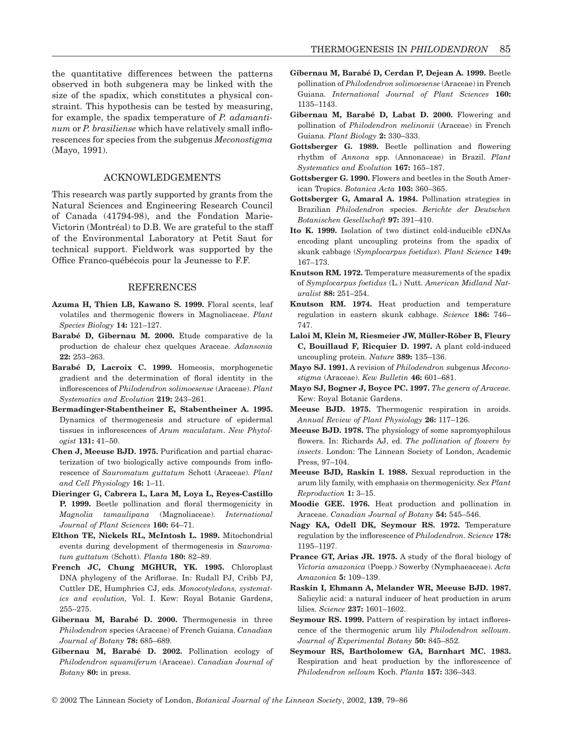the quantitative differences between the patterns observed in both subgenera may be linked with the size of the spadix, which constitutes a physical constraint. This hypothesis can be tested by measuring, for example, the spadix temperature of *P. adamantinum* or *P. brasiliense* which have relatively small inflorescences for species from the subgenus *Meconostigma* (Mayo, 1991).

## ACKNOWLEDGEMENTS

This research was partly supported by grants from the Natural Sciences and Engineering Research Council of Canada (41794-98), and the Fondation Marie-Victorin (Montréal) to D.B. We are grateful to the staff of the Environmental Laboratory at Petit Saut for technical support. Fieldwork was supported by the Office Franco-québécois pour la Jeunesse to F.F.

## REFERENCES

**Azuma H, Thien LB, Kawano S. 1999.** Floral scents, leaf volatiles and thermogenic flowers in Magnoliaceae. *Plant Species Biology* **14:** 121–127.

**Barabé D, Gibernau M. 2000.** Etude comparative de la production de chaleur chez quelques Araceae. *Adansonia* **22:** 253–263.

**Barabé D, Lacroix C. 1999.** Homeosis, morphogenetic gradient and the determination of floral identity in the inflorescences of *Philodendron solimoesense* (Araceae). *Plant Systematics and Evolution* **219:** 243–261.

**Bermadinger-Stabentheiner E, Stabentheiner A. 1995.** Dynamics of thermogenesis and structure of epidermal tissues in inflorescences of *Arum maculatum*. *New Phytologist* **131:** 41–50.

**Chen J, Meeuse BJD. 1975.** Purification and partial characterization of two biologically active compounds from inflorescence of *Sauromatum guttatum* Schott (Araceae). *Plant and Cell Physiology* **16:** 1–11.

**Dieringer G, Cabrera L, Lara M, Loya L, Reyes-Castillo P. 1999.** Beetle pollination and floral thermogenicity in *Magnolia tamaulipana* (Magnoliaceae). *International Journal of Plant Sciences* **160:** 64–71.

**Elthon TE, Nickels RL, McIntosh L. 1989.** Mitochondrial events during development of thermogenesis in *Sauromatum guttatum* (Schott). *Planta* **180:** 82–89.

**French JC, Chung MGHUR, YK. 1995.** Chloroplast DNA phylogeny of the Ariflorae. In: Rudall PJ, Cribb PJ, Cuttler DE, Humphries CJ, eds. *Monocotyledons, systematics and evolution,* Vol. I. Kew: Royal Botanic Gardens, 255–275.

**Gibernau M, Barabé D. 2000.** Thermogenesis in three *Philodendron* species (Araceae) of French Guiana. *Canadian Journal of Botany* **78:** 685–689.

**Gibernau M, Barabé D. 2002.** Pollination ecology of *Philodendron squamiferum* (Araceae). *Canadian Journal of Botany* **80:** in press.

**Gibernau M, Barabé D, Cerdan P, Dejean A. 1999.** Beetle pollination of *Philodendron solimoesense* (Araceae) in French Guiana. *International Journal of Plant Sciences* **160:** 1135–1143.

**Gibernau M, Barabé D, Labat D. 2000.** Flowering and pollination of *Philodendron melinonii* (Araceae) in French Guiana. *Plant Biology* **2:** 330–333.

**Gottsberger G. 1989.** Beetle pollination and flowering rhythm of *Annona* spp. (Annonaceae) in Brazil. *Plant Systematics and Evolution* **167:** 165–187.

**Gottsberger G. 1990.** Flowers and beetles in the South American Tropics. *Botanica Acta* **103:** 360–365.

**Gottsberger G, Amaral A. 1984.** Pollination strategies in Brazilian *Philodendron* species. *Berichte der Deutschen Botanischen Gesellschaft* **97:** 391–410.

**Ito K. 1999.** Isolation of two distinct cold-inducible cDNAs encoding plant uncoupling proteins from the spadix of skunk cabbage (*Symplocarpus foetidus*). *Plant Science* **149:** 167–173.

**Knutson RM. 1972.** Temperature measurements of the spadix of *Symplocarpus foetidus* (L.) Nutt. *American Midland Naturalist* **88:** 251–254.

**Knutson RM. 1974.** Heat production and temperature regulation in eastern skunk cabbage. *Science* **186:** 746–747.

**Laloi M, Klein M, Riesmeier JW, Müller-Röber B, Fleury C, Bouillaud F, Ricquier D. 1997.** A plant cold-induced uncoupling protein. *Nature* **389:** 135–136.

**Mayo SJ. 1991.** A revision of *Philodendron* subgenus *Meconostigma* (Araceae). *Kew Bulletin* **46:** 601–681.

**Mayo SJ, Bogner J, Boyce PC. 1997.** *The genera of Araceae.* Kew: Royal Botanic Gardens.

**Meeuse BJD. 1975.** Thermogenic respiration in aroids. *Annual Review of Plant Physiology* **26:** 117–126.

**Meeuse BJD. 1978.** The physiology of some sapromyophilous flowers. In: Richards AJ, ed. *The pollination of flowers by insects*. London: The Linnean Society of London, Academic Press, 97–104.

**Meeuse BJD, Raskin I. 1988.** Sexual reproduction in the arum lily family, with emphasis on thermogenicity. *Sex Plant Reproduction* **1:** 3–15.

**Moodie GEE. 1976.** Heat production and pollination in Araceae. *Canadian Journal of Botany* **54:** 545–546.

**Nagy KA, Odell DK, Seymour RS. 1972.** Temperature regulation by the inflorescence of *Philodendron*. *Science* **178:** 1195–1197.

**Prance GT, Arias JR. 1975.** A study of the floral biology of *Victoria amazonica* (Poepp.) Sowerby (Nymphaeaceae). *Acta Amazonica* **5:** 109–139.

**Raskin I, Ehmann A, Melander WR, Meeuse BJD. 1987.** Salicylic acid: a natural inducer of heat production in arum lilies. *Science* **237:** 1601–1602.

**Seymour RS. 1999.** Pattern of respiration by intact inflorescence of the thermogenic arum lily *Philodendron selloum*. *Journal of Experimental Botany* **50:** 845–852.

**Seymour RS, Bartholomew GA, Barnhart MC. 1983.** Respiration and heat production by the inflorescence of *Philodendron selloum* Koch. *Planta* **157:** 336–343.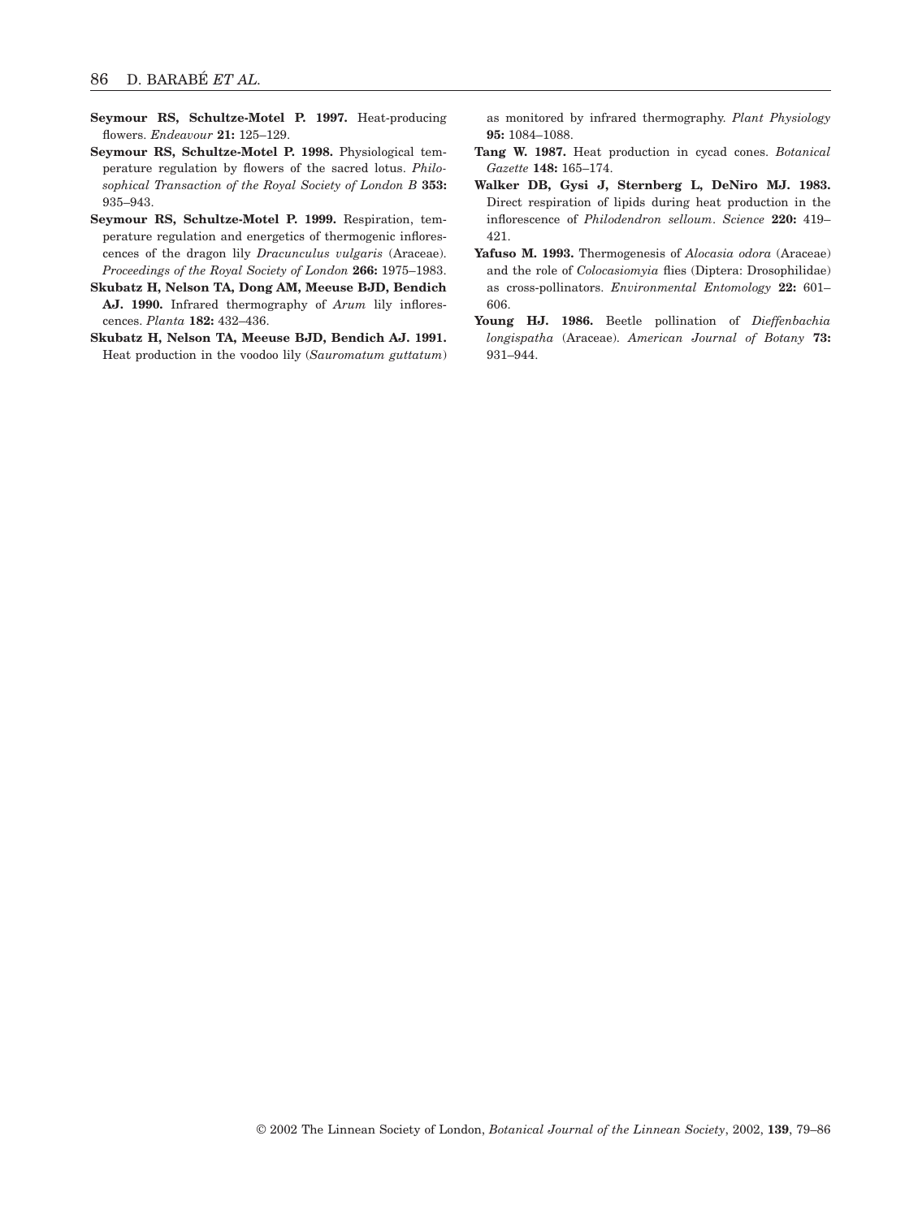**Seymour RS, Schultze-Motel P. 1997.** Heat-producing flowers. *Endeavour* **21:** 125–129.

**Seymour RS, Schultze-Motel P. 1998.** Physiological temperature regulation by flowers of the sacred lotus. *Philosophical Transaction of the Royal Society of London B* **353:** 935–943.

**Seymour RS, Schultze-Motel P. 1999.** Respiration, temperature regulation and energetics of thermogenic inflorescences of the dragon lily *Dracunculus vulgaris* (Araceae). *Proceedings of the Royal Society of London* **266:** 1975–1983.

**Skubatz H, Nelson TA, Dong AM, Meeuse BJD, Bendich AJ. 1990.** Infrared thermography of *Arum* lily inflorescences. *Planta* **182:** 432–436.

**Skubatz H, Nelson TA, Meeuse BJD, Bendich AJ. 1991.** Heat production in the voodoo lily (*Sauromatum guttatum*) as monitored by infrared thermography. *Plant Physiology* **95:** 1084–1088.

**Tang W. 1987.** Heat production in cycad cones. *Botanical Gazette* **148:** 165–174.

**Walker DB, Gysi J, Sternberg L, DeNiro MJ. 1983.** Direct respiration of lipids during heat production in the inflorescence of *Philodendron selloum*. *Science* **220:** 419–421.

**Yafuso M. 1993.** Thermogenesis of *Alocasia odora* (Araceae) and the role of *Colocasiomyia* flies (Diptera: Drosophilidae) as cross-pollinators. *Environmental Entomology* **22:** 601–606.

**Young HJ. 1986.** Beetle pollination of *Dieffenbachia longispatha* (Araceae). *American Journal of Botany* **73:** 931–944.